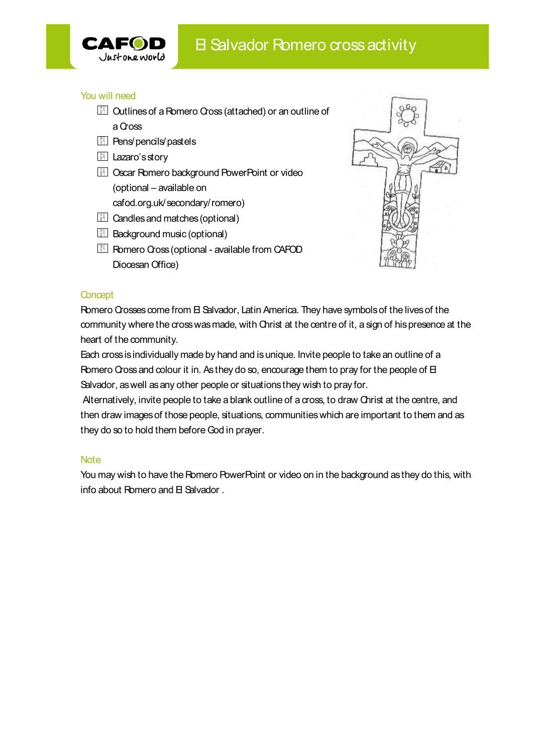CAFOD Just one world

# El Salvador Romero cross activity

## You will need

- Outlines of a Romero Cross (attached) or an outline of a Cross
- Pens/pencils/pastels
- Lazaro's story
- Oscar Romero background PowerPoint or video (optional – available on cafod.org.uk/secondary/romero)
- Candles and matches (optional)
- Background music (optional)
- Romero Cross (optional - available from CAFOD Diocesan Office)

## Concept

Romero Crosses come from El Salvador, Latin America. They have symbols of the lives of the community where the cross was made, with Christ at the centre of it, a sign of his presence at the heart of the community.

Each cross is individually made by hand and is unique. Invite people to take an outline of a Romero Cross and colour it in. As they do so, encourage them to pray for the people of El Salvador, as well as any other people or situations they wish to pray for.

Alternatively, invite people to take a blank outline of a cross, to draw Christ at the centre, and then draw images of those people, situations, communities which are important to them and as they do so to hold them before God in prayer.

## Note

You may wish to have the Romero PowerPoint or video on in the background as they do this, with info about Romero and El Salvador .